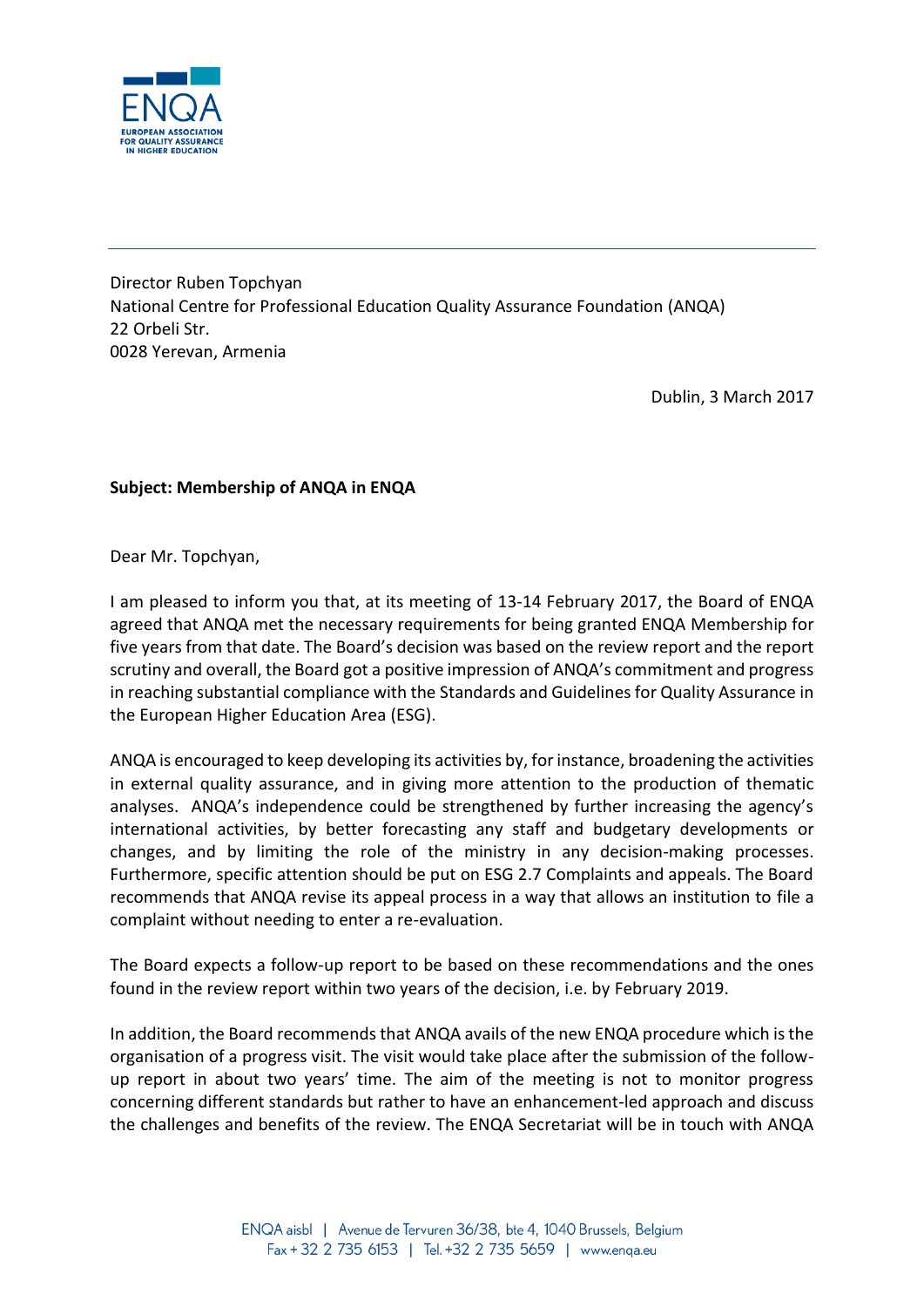Director Ruben Topchyan
National Centre for Professional Education Quality Assurance Foundation (ANQA)
22 Orbeli Str.
0028 Yerevan, Armenia

Dublin, 3 March 2017

**Subject: Membership of ANQA in ENQA**

Dear Mr. Topchyan,

I am pleased to inform you that, at its meeting of 13-14 February 2017, the Board of ENQA agreed that ANQA met the necessary requirements for being granted ENQA Membership for five years from that date. The Board's decision was based on the review report and the report scrutiny and overall, the Board got a positive impression of ANQA's commitment and progress in reaching substantial compliance with the Standards and Guidelines for Quality Assurance in the European Higher Education Area (ESG).

ANQA is encouraged to keep developing its activities by, for instance, broadening the activities in external quality assurance, and in giving more attention to the production of thematic analyses. ANQA's independence could be strengthened by further increasing the agency's international activities, by better forecasting any staff and budgetary developments or changes, and by limiting the role of the ministry in any decision-making processes. Furthermore, specific attention should be put on ESG 2.7 Complaints and appeals. The Board recommends that ANQA revise its appeal process in a way that allows an institution to file a complaint without needing to enter a re-evaluation.

The Board expects a follow-up report to be based on these recommendations and the ones found in the review report within two years of the decision, i.e. by February 2019.

In addition, the Board recommends that ANQA avails of the new ENQA procedure which is the organisation of a progress visit. The visit would take place after the submission of the follow-up report in about two years' time. The aim of the meeting is not to monitor progress concerning different standards but rather to have an enhancement-led approach and discuss the challenges and benefits of the review. The ENQA Secretariat will be in touch with ANQA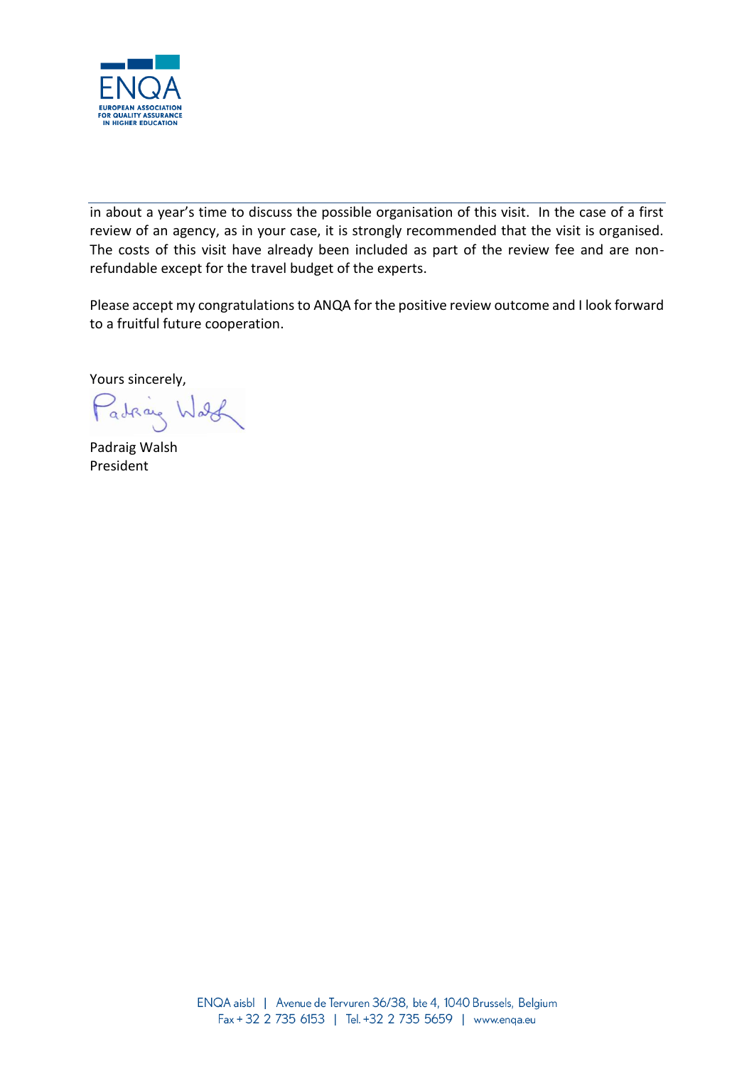in about a year's time to discuss the possible organisation of this visit. In the case of a first review of an agency, as in your case, it is strongly recommended that the visit is organised. The costs of this visit have already been included as part of the review fee and are non-refundable except for the travel budget of the experts.

Please accept my congratulations to ANQA for the positive review outcome and I look forward to a fruitful future cooperation.

Yours sincerely,

Padraig Walsh
President